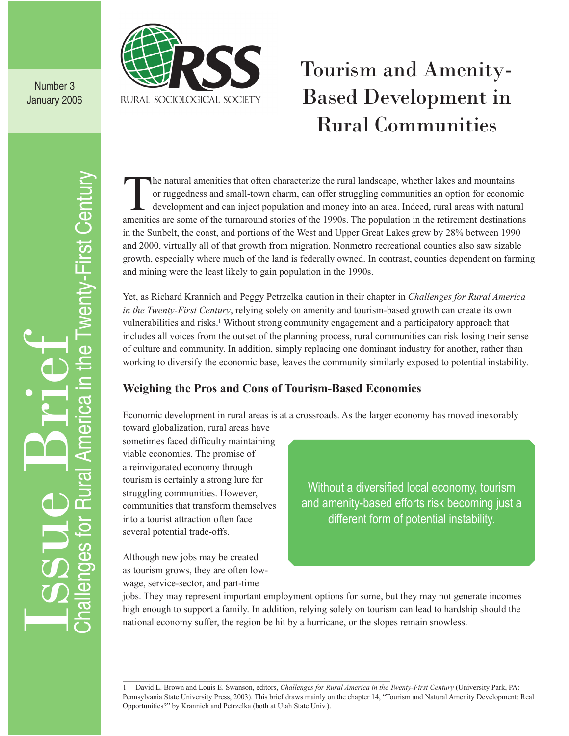Number 3
January 2006

Issue Brief
Challenges for Rural America in the Twenty-First Century

RURAL SOCIOLOGICAL SOCIETY

# Tourism and Amenity-Based Development in Rural Communities

The natural amenities that often characterize the rural landscape, whether lakes and mountains or ruggedness and small-town charm, can offer struggling communities an option for economic development and can inject population and money into an area. Indeed, rural areas with natural amenities are some of the turnaround stories of the 1990s. The population in the retirement destinations in the Sunbelt, the coast, and portions of the West and Upper Great Lakes grew by 28% between 1990 and 2000, virtually all of that growth from migration. Nonmetro recreational counties also saw sizable growth, especially where much of the land is federally owned. In contrast, counties dependent on farming and mining were the least likely to gain population in the 1990s.

Yet, as Richard Krannich and Peggy Petrzelka caution in their chapter in *Challenges for Rural America in the Twenty-First Century*, relying solely on amenity and tourism-based growth can create its own vulnerabilities and risks.[1] Without strong community engagement and a participatory approach that includes all voices from the outset of the planning process, rural communities can risk losing their sense of culture and community. In addition, simply replacing one dominant industry for another, rather than working to diversify the economic base, leaves the community similarly exposed to potential instability.

## Weighing the Pros and Cons of Tourism-Based Economies

Economic development in rural areas is at a crossroads. As the larger economy has moved inexorably toward globalization, rural areas have sometimes faced difficulty maintaining viable economies. The promise of a reinvigorated economy through tourism is certainly a strong lure for struggling communities. However, communities that transform themselves into a tourist attraction often face several potential trade-offs.

> Without a diversified local economy, tourism and amenity-based efforts risk becoming just a different form of potential instability.

Although new jobs may be created as tourism grows, they are often low-wage, service-sector, and part-time jobs. They may represent important employment options for some, but they may not generate incomes high enough to support a family. In addition, relying solely on tourism can lead to hardship should the national economy suffer, the region be hit by a hurricane, or the slopes remain snowless.

---

1 David L. Brown and Louis E. Swanson, editors, *Challenges for Rural America in the Twenty-First Century* (University Park, PA: Pennsylvania State University Press, 2003). This brief draws mainly on the chapter 14, "Tourism and Natural Amenity Development: Real Opportunities?" by Krannich and Petrzelka (both at Utah State Univ.).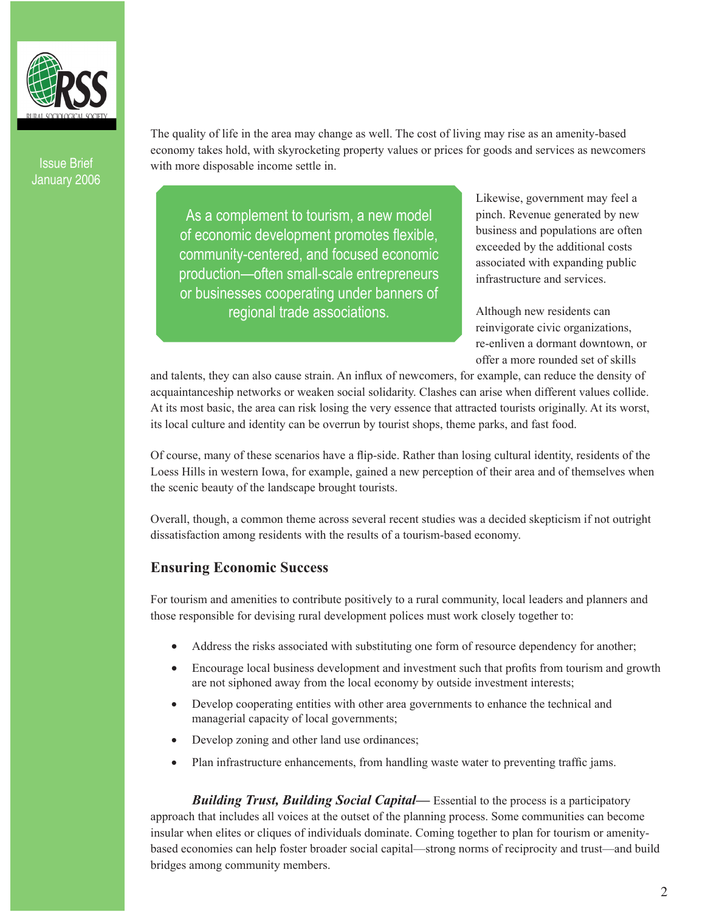The quality of life in the area may change as well. The cost of living may rise as an amenity-based economy takes hold, with skyrocketing property values or prices for goods and services as newcomers with more disposable income settle in.

> As a complement to tourism, a new model of economic development promotes flexible, community-centered, and focused economic production—often small-scale entrepreneurs or businesses cooperating under banners of regional trade associations.

Likewise, government may feel a pinch. Revenue generated by new business and populations are often exceeded by the additional costs associated with expanding public infrastructure and services.

Although new residents can reinvigorate civic organizations, re-enliven a dormant downtown, or offer a more rounded set of skills and talents, they can also cause strain. An influx of newcomers, for example, can reduce the density of acquaintanceship networks or weaken social solidarity. Clashes can arise when different values collide. At its most basic, the area can risk losing the very essence that attracted tourists originally. At its worst, its local culture and identity can be overrun by tourist shops, theme parks, and fast food.

Of course, many of these scenarios have a flip-side. Rather than losing cultural identity, residents of the Loess Hills in western Iowa, for example, gained a new perception of their area and of themselves when the scenic beauty of the landscape brought tourists.

Overall, though, a common theme across several recent studies was a decided skepticism if not outright dissatisfaction among residents with the results of a tourism-based economy.

## Ensuring Economic Success

For tourism and amenities to contribute positively to a rural community, local leaders and planners and those responsible for devising rural development polices must work closely together to:

- Address the risks associated with substituting one form of resource dependency for another;
- Encourage local business development and investment such that profits from tourism and growth are not siphoned away from the local economy by outside investment interests;
- Develop cooperating entities with other area governments to enhance the technical and managerial capacity of local governments;
- Develop zoning and other land use ordinances;
- Plan infrastructure enhancements, from handling waste water to preventing traffic jams.

***Building Trust, Building Social Capital—*** Essential to the process is a participatory approach that includes all voices at the outset of the planning process. Some communities can become insular when elites or cliques of individuals dominate. Coming together to plan for tourism or amenity-based economies can help foster broader social capital—strong norms of reciprocity and trust—and build bridges among community members.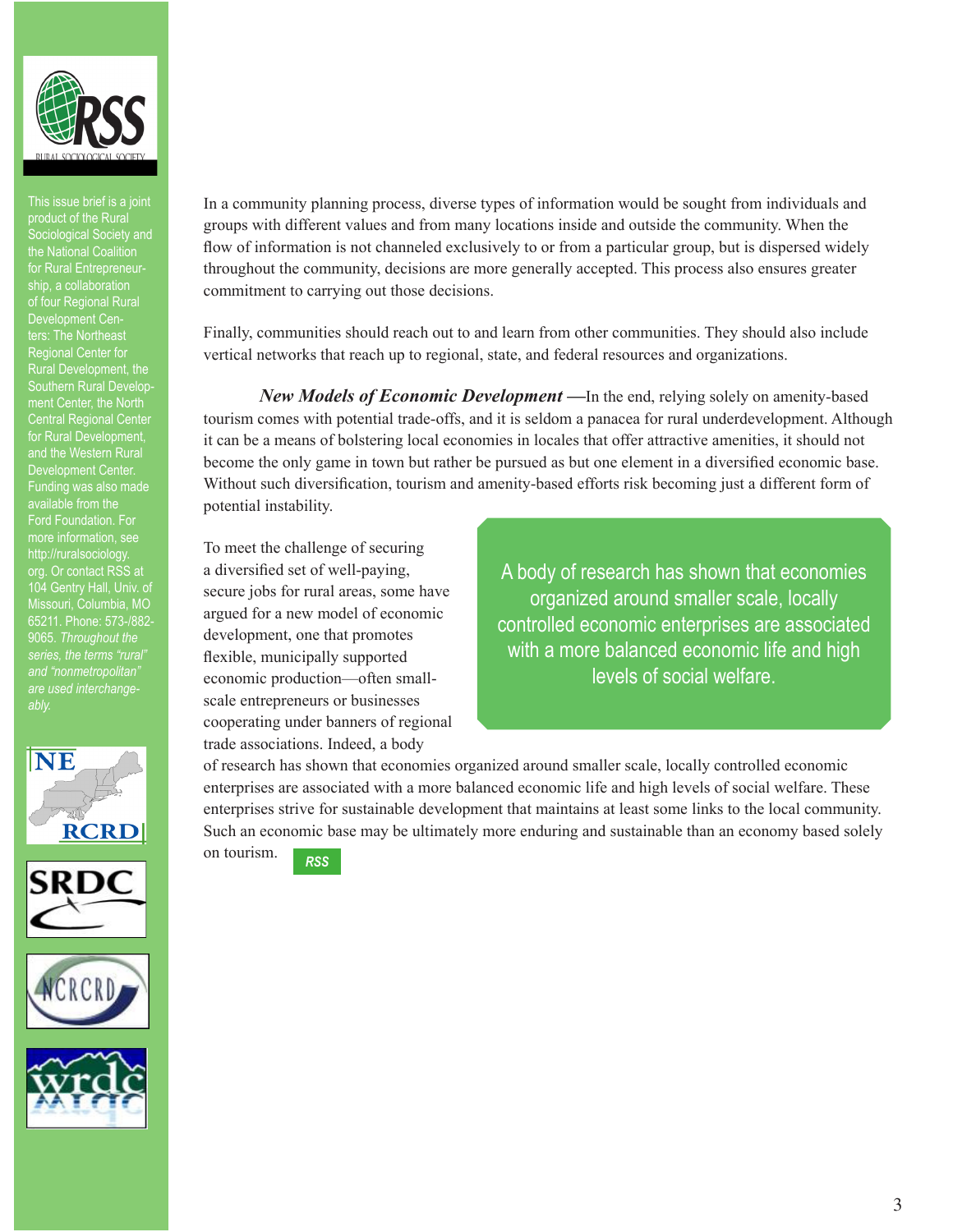This issue brief is a joint product of the Rural Sociological Society and the National Coalition for Rural Entrepreneurship, a collaboration of four Regional Rural Development Centers: The Northeast Regional Center for Rural Development, the Southern Rural Development Center, the North Central Regional Center for Rural Development, and the Western Rural Development Center. Funding was also made available from the Ford Foundation. For more information, see http://ruralsociology.org. Or contact RSS at 104 Gentry Hall, Univ. of Missouri, Columbia, MO 65211. Phone: 573-/882-9065. *Throughout the series, the terms "rural" and "nonmetropolitan" are used interchangeably.*

In a community planning process, diverse types of information would be sought from individuals and groups with different values and from many locations inside and outside the community. When the flow of information is not channeled exclusively to or from a particular group, but is dispersed widely throughout the community, decisions are more generally accepted. This process also ensures greater commitment to carrying out those decisions.

Finally, communities should reach out to and learn from other communities. They should also include vertical networks that reach up to regional, state, and federal resources and organizations.

***New Models of Economic Development*** **—**In the end, relying solely on amenity-based tourism comes with potential trade-offs, and it is seldom a panacea for rural underdevelopment. Although it can be a means of bolstering local economies in locales that offer attractive amenities, it should not become the only game in town but rather be pursued as but one element in a diversified economic base. Without such diversification, tourism and amenity-based efforts risk becoming just a different form of potential instability.

To meet the challenge of securing a diversified set of well-paying, secure jobs for rural areas, some have argued for a new model of economic development, one that promotes flexible, municipally supported economic production—often small-scale entrepreneurs or businesses cooperating under banners of regional trade associations. Indeed, a body of research has shown that economies organized around smaller scale, locally controlled economic enterprises are associated with a more balanced economic life and high levels of social welfare. These enterprises strive for sustainable development that maintains at least some links to the local community. Such an economic base may be ultimately more enduring and sustainable than an economy based solely on tourism.

> A body of research has shown that economies organized around smaller scale, locally controlled economic enterprises are associated with a more balanced economic life and high levels of social welfare.